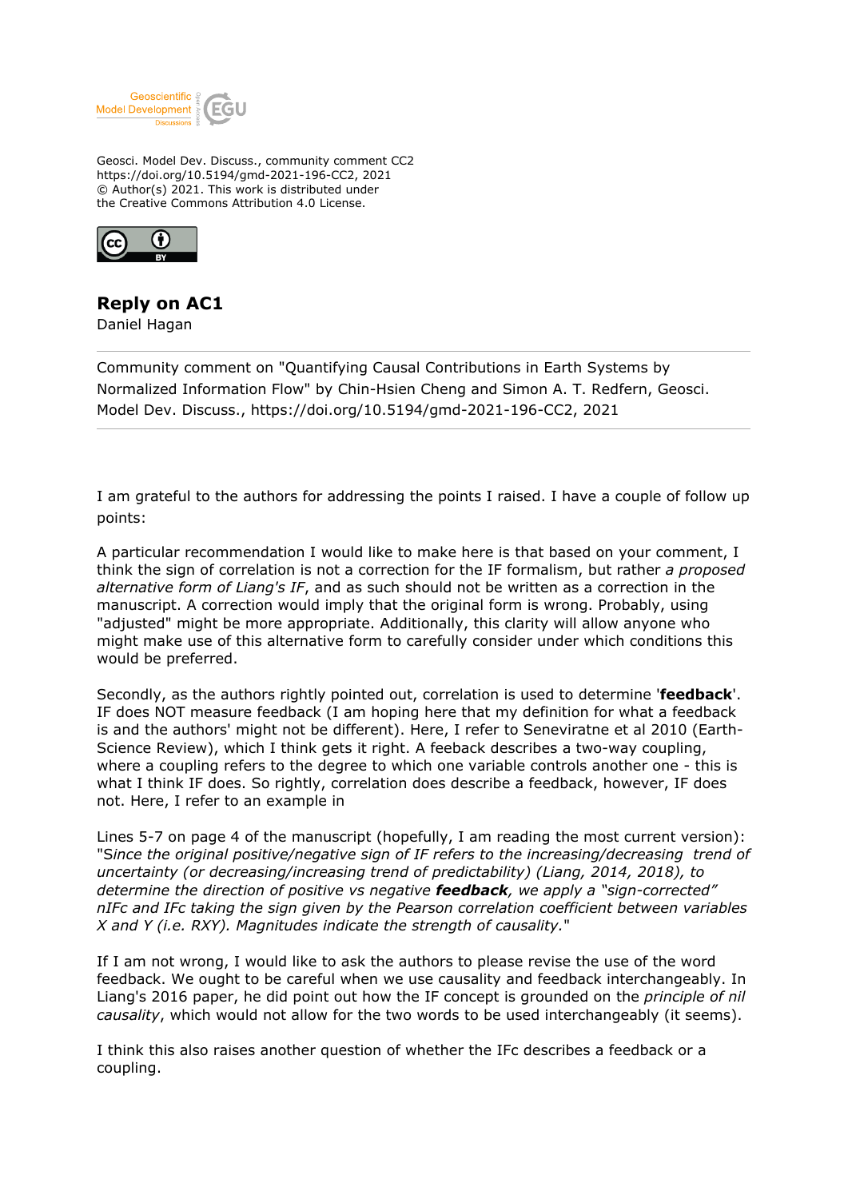Geosci. Model Dev. Discuss., community comment CC2
https://doi.org/10.5194/gmd-2021-196-CC2, 2021
© Author(s) 2021. This work is distributed under
the Creative Commons Attribution 4.0 License.

## Reply on AC1

Daniel Hagan

---

Community comment on "Quantifying Causal Contributions in Earth Systems by Normalized Information Flow" by Chin-Hsien Cheng and Simon A. T. Redfern, Geosci. Model Dev. Discuss., https://doi.org/10.5194/gmd-2021-196-CC2, 2021

---

I am grateful to the authors for addressing the points I raised. I have a couple of follow up points:

A particular recommendation I would like to make here is that based on your comment, I think the sign of correlation is not a correction for the IF formalism, but rather *a proposed alternative form of Liang's IF*, and as such should not be written as a correction in the manuscript. A correction would imply that the original form is wrong. Probably, using "adjusted" might be more appropriate. Additionally, this clarity will allow anyone who might make use of this alternative form to carefully consider under which conditions this would be preferred.

Secondly, as the authors rightly pointed out, correlation is used to determine '**feedback**'. IF does NOT measure feedback (I am hoping here that my definition for what a feedback is and the authors' might not be different). Here, I refer to Seneviratne et al 2010 (Earth-Science Review), which I think gets it right. A feeback describes a two-way coupling, where a coupling refers to the degree to which one variable controls another one - this is what I think IF does. So rightly, correlation does describe a feedback, however, IF does not. Here, I refer to an example in

Lines 5-7 on page 4 of the manuscript (hopefully, I am reading the most current version): "*Since the original positive/negative sign of IF refers to the increasing/decreasing trend of uncertainty (or decreasing/increasing trend of predictability) (Liang, 2014, 2018), to determine the direction of positive vs negative* ***feedback****, we apply a "sign-corrected" nIFc and IFc taking the sign given by the Pearson correlation coefficient between variables X and Y (i.e. RXY). Magnitudes indicate the strength of causality.*"

If I am not wrong, I would like to ask the authors to please revise the use of the word feedback. We ought to be careful when we use causality and feedback interchangeably. In Liang's 2016 paper, he did point out how the IF concept is grounded on the *principle of nil causality*, which would not allow for the two words to be used interchangeably (it seems).

I think this also raises another question of whether the IFc describes a feedback or a coupling.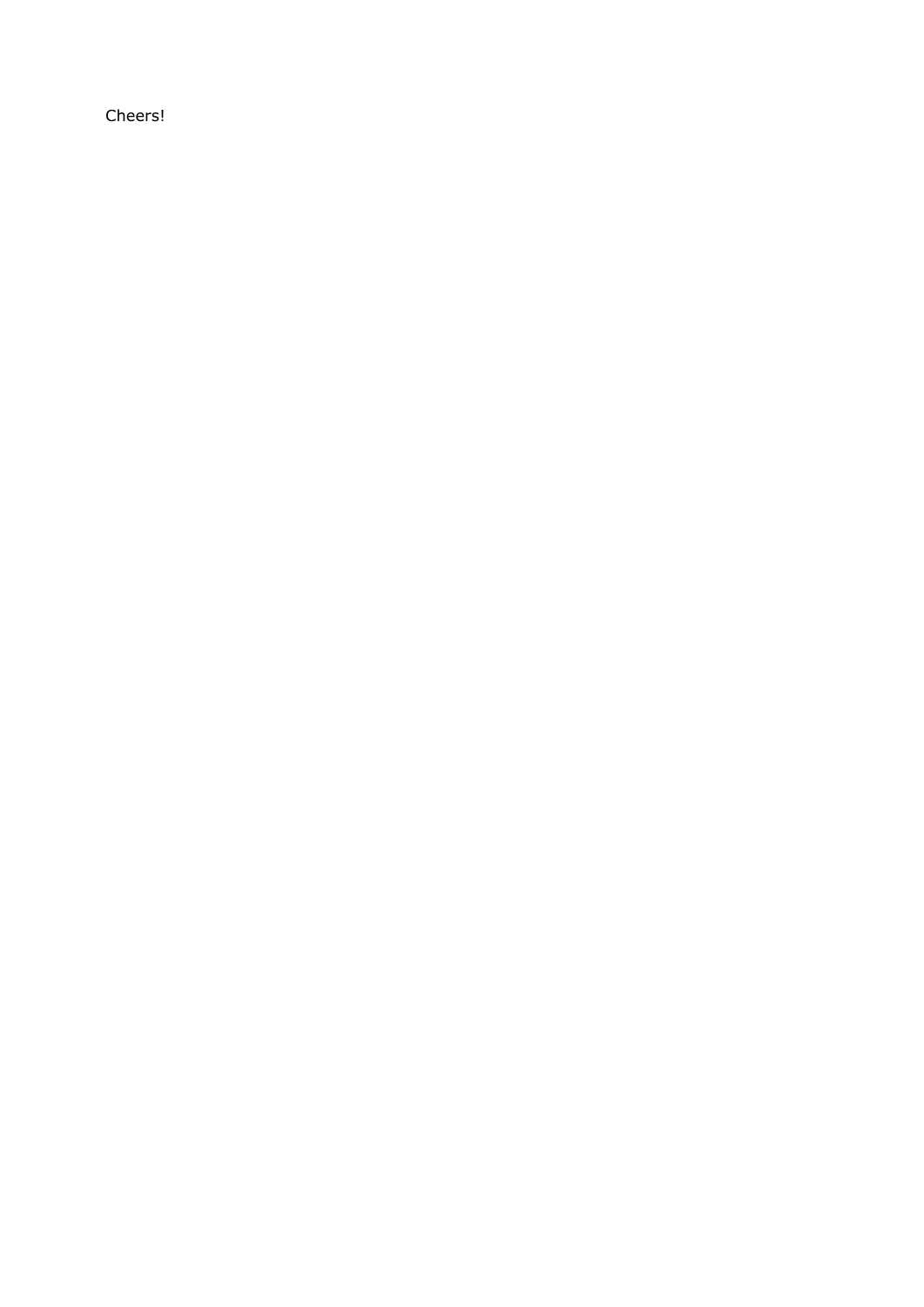Cheers!